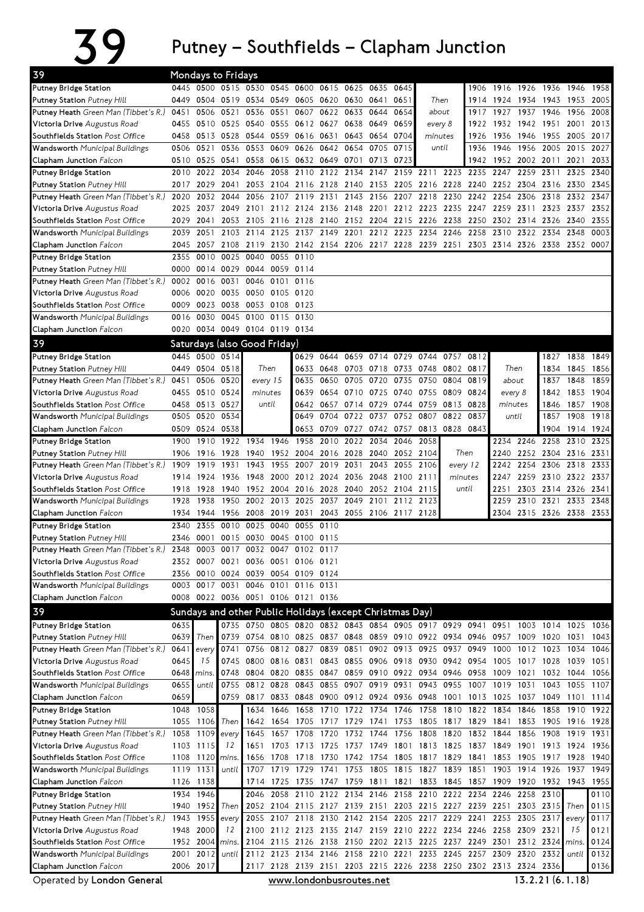# 39 Putney – Southfields – Clapham Junction

## Mondays to Fridays

| 39 | | | | | | | | | | | | | | | | | | |
|---|---|---|---|---|---|---|---|---|---|---|---|---|---|---|---|---|---|---|
| **Putney Bridge Station** | 0445 | 0500 | 0515 | 0530 | 0545 | 0600 | 0615 | 0625 | 0635 | 0645 | | | 1906 | 1916 | 1926 | 1936 | 1946 | 1958 |
| **Putney Station** *Putney Hill* | 0449 | 0504 | 0519 | 0534 | 0549 | 0605 | 0620 | 0630 | 0641 | 0651 | Then | | 1914 | 1924 | 1934 | 1943 | 1953 | 2005 |
| **Putney Heath** *Green Man (Tibbet's R.)* | 0451 | 0506 | 0521 | 0536 | 0551 | 0607 | 0622 | 0633 | 0644 | 0654 | about | | 1917 | 1927 | 1937 | 1946 | 1956 | 2008 |
| **Victoria Drive** *Augustus Road* | 0455 | 0510 | 0525 | 0540 | 0555 | 0612 | 0627 | 0638 | 0649 | 0659 | every 8 | | 1922 | 1932 | 1942 | 1951 | 2001 | 2013 |
| **Southfields Station** *Post Office* | 0458 | 0513 | 0528 | 0544 | 0559 | 0616 | 0631 | 0643 | 0654 | 0704 | minutes | | 1926 | 1936 | 1946 | 1955 | 2005 | 2017 |
| **Wandsworth** *Municipal Buildings* | 0506 | 0521 | 0536 | 0553 | 0609 | 0626 | 0642 | 0654 | 0705 | 0715 | until | | 1936 | 1946 | 1956 | 2005 | 2015 | 2027 |
| **Clapham Junction** *Falcon* | 0510 | 0525 | 0541 | 0558 | 0615 | 0632 | 0649 | 0701 | 0713 | 0723 | | | 1942 | 1952 | 2002 | 2011 | 2021 | 2033 |
| **Putney Bridge Station** | 2010 | 2022 | 2034 | 2046 | 2058 | 2110 | 2122 | 2134 | 2147 | 2159 | 2211 | 2223 | 2235 | 2247 | 2259 | 2311 | 2325 | 2340 |
| **Putney Station** *Putney Hill* | 2017 | 2029 | 2041 | 2053 | 2104 | 2116 | 2128 | 2140 | 2153 | 2205 | 2216 | 2228 | 2240 | 2252 | 2304 | 2316 | 2330 | 2345 |
| **Putney Heath** *Green Man (Tibbet's R.)* | 2020 | 2032 | 2044 | 2056 | 2107 | 2119 | 2131 | 2143 | 2156 | 2207 | 2218 | 2230 | 2242 | 2254 | 2306 | 2318 | 2332 | 2347 |
| **Victoria Drive** *Augustus Road* | 2025 | 2037 | 2049 | 2101 | 2112 | 2124 | 2136 | 2148 | 2201 | 2212 | 2223 | 2235 | 2247 | 2259 | 2311 | 2323 | 2337 | 2352 |
| **Southfields Station** *Post Office* | 2029 | 2041 | 2053 | 2105 | 2116 | 2128 | 2140 | 2152 | 2204 | 2215 | 2226 | 2238 | 2250 | 2302 | 2314 | 2326 | 2340 | 2355 |
| **Wandsworth** *Municipal Buildings* | 2039 | 2051 | 2103 | 2114 | 2125 | 2137 | 2149 | 2201 | 2212 | 2223 | 2234 | 2246 | 2258 | 2310 | 2322 | 2334 | 2348 | 0003 |
| **Clapham Junction** *Falcon* | 2045 | 2057 | 2108 | 2119 | 2130 | 2142 | 2154 | 2206 | 2217 | 2228 | 2239 | 2251 | 2303 | 2314 | 2326 | 2338 | 2352 | 0007 |
| **Putney Bridge Station** | 2355 | 0010 | 0025 | 0040 | 0055 | 0110 | | | | | | | | | | | | |
| **Putney Station** *Putney Hill* | 0000 | 0014 | 0029 | 0044 | 0059 | 0114 | | | | | | | | | | | | |
| **Putney Heath** *Green Man (Tibbet's R.)* | 0002 | 0016 | 0031 | 0046 | 0101 | 0116 | | | | | | | | | | | | |
| **Victoria Drive** *Augustus Road* | 0006 | 0020 | 0035 | 0050 | 0105 | 0120 | | | | | | | | | | | | |
| **Southfields Station** *Post Office* | 0009 | 0023 | 0038 | 0053 | 0108 | 0123 | | | | | | | | | | | | |
| **Wandsworth** *Municipal Buildings* | 0016 | 0030 | 0045 | 0100 | 0115 | 0130 | | | | | | | | | | | | |
| **Clapham Junction** *Falcon* | 0020 | 0034 | 0049 | 0104 | 0119 | 0134 | | | | | | | | | | | | |

## Saturdays (also Good Friday)

| 39 | | | | | | | | | | | | | | | | | |
|---|---|---|---|---|---|---|---|---|---|---|---|---|---|---|---|---|---|
| **Putney Bridge Station** | 0445 | 0500 | 0514 | | 0629 | 0644 | 0659 | 0714 | 0729 | 0744 | 0757 | 0812 | | | 1827 | 1838 | 1849 |
| **Putney Station** *Putney Hill* | 0449 | 0504 | 0518 | Then | 0633 | 0648 | 0703 | 0718 | 0733 | 0748 | 0802 | 0817 | Then | | 1834 | 1845 | 1856 |
| **Putney Heath** *Green Man (Tibbet's R.)* | 0451 | 0506 | 0520 | every 15 | 0635 | 0650 | 0705 | 0720 | 0735 | 0750 | 0804 | 0819 | about | | 1837 | 1848 | 1859 |
| **Victoria Drive** *Augustus Road* | 0455 | 0510 | 0524 | minutes | 0639 | 0654 | 0710 | 0725 | 0740 | 0755 | 0809 | 0824 | every 8 | | 1842 | 1853 | 1904 |
| **Southfields Station** *Post Office* | 0458 | 0513 | 0527 | until | 0642 | 0657 | 0714 | 0729 | 0744 | 0759 | 0813 | 0828 | minutes | | 1846 | 1857 | 1908 |
| **Wandsworth** *Municipal Buildings* | 0505 | 0520 | 0534 | | 0649 | 0704 | 0722 | 0737 | 0752 | 0807 | 0822 | 0837 | until | | 1857 | 1908 | 1918 |
| **Clapham Junction** *Falcon* | 0509 | 0524 | 0538 | | 0653 | 0709 | 0727 | 0742 | 0757 | 0813 | 0828 | 0843 | | | 1904 | 1914 | 1924 |
| **Putney Bridge Station** | 1900 | 1910 | 1922 | 1934 | 1946 | 1958 | 2010 | 2022 | 2034 | 2046 | 2058 | | 2234 | 2246 | 2258 | 2310 | 2325 |
| **Putney Station** *Putney Hill* | 1906 | 1916 | 1928 | 1940 | 1952 | 2004 | 2016 | 2028 | 2040 | 2052 | 2104 | Then | 2240 | 2252 | 2304 | 2316 | 2331 |
| **Putney Heath** *Green Man (Tibbet's R.)* | 1909 | 1919 | 1931 | 1943 | 1955 | 2007 | 2019 | 2031 | 2043 | 2055 | 2106 | every 12 | 2242 | 2254 | 2306 | 2318 | 2333 |
| **Victoria Drive** *Augustus Road* | 1914 | 1924 | 1936 | 1948 | 2000 | 2012 | 2024 | 2036 | 2048 | 2100 | 2111 | minutes | 2247 | 2259 | 2310 | 2322 | 2337 |
| **Southfields Station** *Post Office* | 1918 | 1928 | 1940 | 1952 | 2004 | 2016 | 2028 | 2040 | 2052 | 2104 | 2115 | until | 2251 | 2303 | 2314 | 2326 | 2341 |
| **Wandsworth** *Municipal Buildings* | 1928 | 1938 | 1950 | 2002 | 2013 | 2025 | 2037 | 2049 | 2101 | 2112 | 2123 | | 2259 | 2310 | 2321 | 2333 | 2348 |
| **Clapham Junction** *Falcon* | 1934 | 1944 | 1956 | 2008 | 2019 | 2031 | 2043 | 2055 | 2106 | 2117 | 2128 | | 2304 | 2315 | 2326 | 2338 | 2353 |
| **Putney Bridge Station** | 2340 | 2355 | 0010 | 0025 | 0040 | 0055 | 0110 | | | | | | | | | | |
| **Putney Station** *Putney Hill* | 2346 | 0001 | 0015 | 0030 | 0045 | 0100 | 0115 | | | | | | | | | | |
| **Putney Heath** *Green Man (Tibbet's R.)* | 2348 | 0003 | 0017 | 0032 | 0047 | 0102 | 0117 | | | | | | | | | | |
| **Victoria Drive** *Augustus Road* | 2352 | 0007 | 0021 | 0036 | 0051 | 0106 | 0121 | | | | | | | | | | |
| **Southfields Station** *Post Office* | 2356 | 0010 | 0024 | 0039 | 0054 | 0109 | 0124 | | | | | | | | | | |
| **Wandsworth** *Municipal Buildings* | 0003 | 0017 | 0031 | 0046 | 0101 | 0116 | 0131 | | | | | | | | | | |
| **Clapham Junction** *Falcon* | 0008 | 0022 | 0036 | 0051 | 0106 | 0121 | 0136 | | | | | | | | | | |

## Sundays and other Public Holidays (except Christmas Day)

| 39 | | | | | | | | | | | | | | | | | | |
|---|---|---|---|---|---|---|---|---|---|---|---|---|---|---|---|---|---|---|
| **Putney Bridge Station** | 0635 | | 0735 | 0750 | 0805 | 0820 | 0832 | 0843 | 0854 | 0905 | 0917 | 0929 | 0941 | 0951 | 1003 | 1014 | 1025 | 1036 |
| **Putney Station** *Putney Hill* | 0639 | Then | 0739 | 0754 | 0810 | 0825 | 0837 | 0848 | 0859 | 0910 | 0922 | 0934 | 0946 | 0957 | 1009 | 1020 | 1031 | 1043 |
| **Putney Heath** *Green Man (Tibbet's R.)* | 0641 | every | 0741 | 0756 | 0812 | 0827 | 0839 | 0851 | 0902 | 0913 | 0925 | 0937 | 0949 | 1000 | 1012 | 1023 | 1034 | 1046 |
| **Victoria Drive** *Augustus Road* | 0645 | 15 | 0745 | 0800 | 0816 | 0831 | 0843 | 0855 | 0906 | 0918 | 0930 | 0942 | 0954 | 1005 | 1017 | 1028 | 1039 | 1051 |
| **Southfields Station** *Post Office* | 0648 | mins. | 0748 | 0804 | 0820 | 0835 | 0847 | 0859 | 0910 | 0922 | 0934 | 0946 | 0958 | 1009 | 1021 | 1032 | 1044 | 1056 |
| **Wandsworth** *Municipal Buildings* | 0655 | until | 0755 | 0812 | 0828 | 0843 | 0855 | 0907 | 0919 | 0931 | 0943 | 0955 | 1007 | 1019 | 1031 | 1043 | 1055 | 1107 |
| **Clapham Junction** *Falcon* | 0659 | | 0759 | 0817 | 0833 | 0848 | 0900 | 0912 | 0924 | 0936 | 0948 | 1001 | 1013 | 1025 | 1037 | 1049 | 1101 | 1114 |
| **Putney Bridge Station** | 1048 | 1058 | | 1634 | 1646 | 1658 | 1710 | 1722 | 1734 | 1746 | 1758 | 1810 | 1822 | 1834 | 1846 | 1858 | 1910 | 1922 |
| **Putney Station** *Putney Hill* | 1055 | 1106 | Then | 1642 | 1654 | 1705 | 1717 | 1729 | 1741 | 1753 | 1805 | 1817 | 1829 | 1841 | 1853 | 1905 | 1916 | 1928 |
| **Putney Heath** *Green Man (Tibbet's R.)* | 1058 | 1109 | every | 1645 | 1657 | 1708 | 1720 | 1732 | 1744 | 1756 | 1808 | 1820 | 1832 | 1844 | 1856 | 1908 | 1919 | 1931 |
| **Victoria Drive** *Augustus Road* | 1103 | 1115 | 12 | 1651 | 1703 | 1713 | 1725 | 1737 | 1749 | 1801 | 1813 | 1825 | 1837 | 1849 | 1901 | 1913 | 1924 | 1936 |
| **Southfields Station** *Post Office* | 1108 | 1120 | mins. | 1656 | 1708 | 1718 | 1730 | 1742 | 1754 | 1805 | 1817 | 1829 | 1841 | 1853 | 1905 | 1917 | 1928 | 1940 |
| **Wandsworth** *Municipal Buildings* | 1119 | 1131 | until | 1707 | 1719 | 1729 | 1741 | 1753 | 1805 | 1815 | 1827 | 1839 | 1851 | 1903 | 1914 | 1926 | 1937 | 1949 |
| **Clapham Junction** *Falcon* | 1126 | 1138 | | 1714 | 1725 | 1735 | 1747 | 1759 | 1811 | 1821 | 1833 | 1845 | 1857 | 1909 | 1920 | 1932 | 1943 | 1955 |
| **Putney Bridge Station** | 1934 | 1946 | | 2046 | 2058 | 2110 | 2122 | 2134 | 2146 | 2158 | 2210 | 2222 | 2234 | 2246 | 2258 | 2310 | | 0110 |
| **Putney Station** *Putney Hill* | 1940 | 1952 | Then | 2052 | 2104 | 2115 | 2127 | 2139 | 2151 | 2203 | 2215 | 2227 | 2239 | 2251 | 2303 | 2315 | Then | 0115 |
| **Putney Heath** *Green Man (Tibbet's R.)* | 1943 | 1955 | every | 2055 | 2107 | 2118 | 2130 | 2142 | 2154 | 2205 | 2217 | 2229 | 2241 | 2253 | 2305 | 2317 | every | 0117 |
| **Victoria Drive** *Augustus Road* | 1948 | 2000 | 12 | 2100 | 2112 | 2123 | 2135 | 2147 | 2159 | 2210 | 2222 | 2234 | 2246 | 2258 | 2309 | 2321 | 15 | 0121 |
| **Southfields Station** *Post Office* | 1952 | 2004 | mins. | 2104 | 2115 | 2126 | 2138 | 2150 | 2202 | 2213 | 2225 | 2237 | 2249 | 2301 | 2312 | 2324 | mins. | 0124 |
| **Wandsworth** *Municipal Buildings* | 2001 | 2012 | until | 2112 | 2123 | 2134 | 2146 | 2158 | 2210 | 2221 | 2233 | 2245 | 2257 | 2309 | 2320 | 2332 | until | 0132 |
| **Clapham Junction** *Falcon* | 2006 | 2017 | | 2117 | 2128 | 2139 | 2151 | 2203 | 2215 | 2226 | 2238 | 2250 | 2302 | 2313 | 2324 | 2336 | | 0136 |

Operated by **London General** www.londonbusroutes.net 13.2.21 (6.1.18)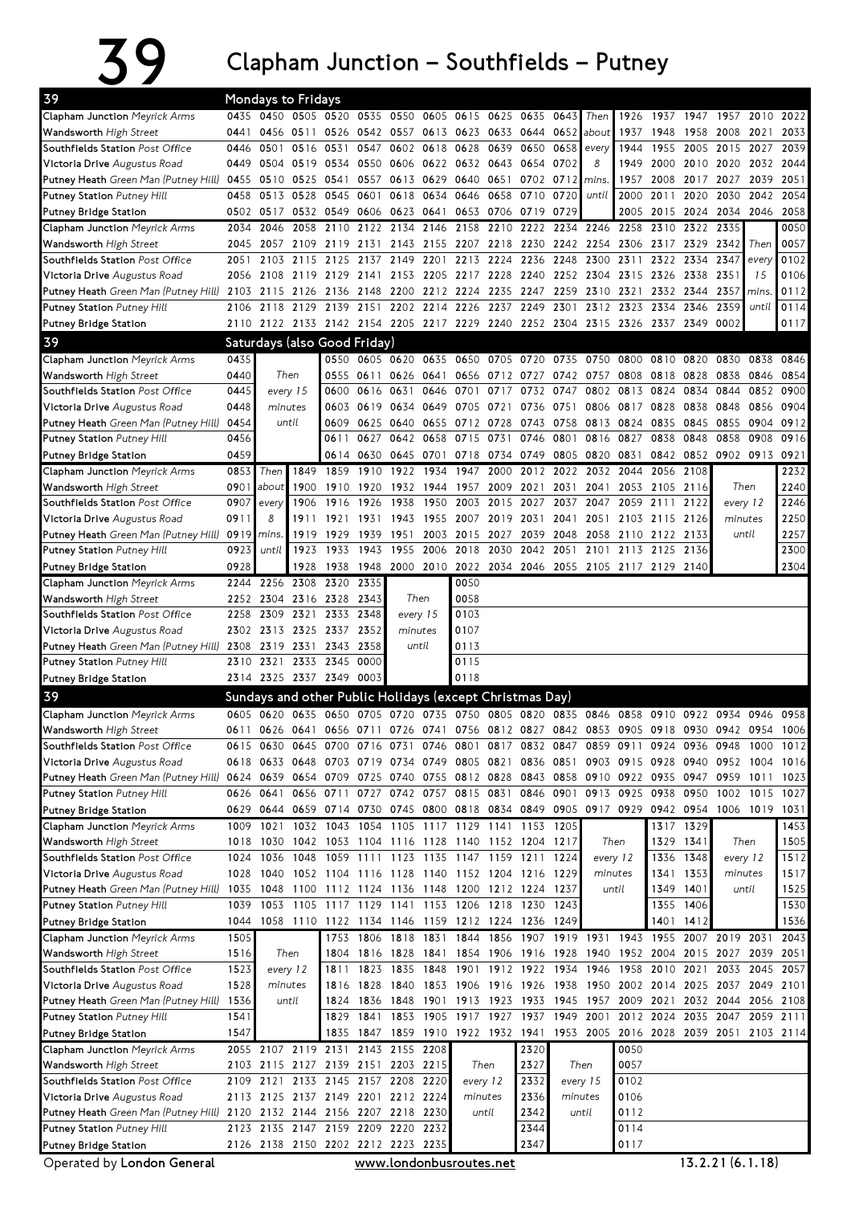# 39 Clapham Junction – Southfields – Putney

## Mondays to Fridays

| 39 | | | | | | | | | | | | | | | | | | |
|---|---|---|---|---|---|---|---|---|---|---|---|---|---|---|---|---|---|---|
| Clapham Junction *Meyrick Arms* | 0435 | 0450 | 0505 | 0520 | 0535 | 0550 | 0605 | 0615 | 0625 | 0635 | 0643 | Then | 1926 | 1937 | 1947 | 1957 | 2010 | 2022 |
| Wandsworth *High Street* | 0441 | 0456 | 0511 | 0526 | 0542 | 0557 | 0613 | 0623 | 0633 | 0644 | 0652 | about | 1937 | 1948 | 1958 | 2008 | 2021 | 2033 |
| Southfields Station *Post Office* | 0446 | 0501 | 0516 | 0531 | 0547 | 0602 | 0618 | 0628 | 0639 | 0650 | 0658 | every | 1944 | 1955 | 2005 | 2015 | 2027 | 2039 |
| Victoria Drive *Augustus Road* | 0449 | 0504 | 0519 | 0534 | 0550 | 0606 | 0622 | 0632 | 0643 | 0654 | 0702 | 8 | 1949 | 2000 | 2010 | 2020 | 2032 | 2044 |
| Putney Heath *Green Man (Putney Hill)* | 0455 | 0510 | 0525 | 0541 | 0557 | 0613 | 0629 | 0640 | 0651 | 0702 | 0712 | mins. | 1957 | 2008 | 2017 | 2027 | 2039 | 2051 |
| Putney Station *Putney Hill* | 0458 | 0513 | 0528 | 0545 | 0601 | 0618 | 0634 | 0646 | 0658 | 0710 | 0720 | until | 2000 | 2011 | 2020 | 2030 | 2042 | 2054 |
| Putney Bridge Station | 0502 | 0517 | 0532 | 0549 | 0606 | 0623 | 0641 | 0653 | 0706 | 0719 | 0729 | | 2005 | 2015 | 2024 | 2034 | 2046 | 2058 |

| | | | | | | | | | | | | | | | | | | |
|---|---|---|---|---|---|---|---|---|---|---|---|---|---|---|---|---|---|---|
| Clapham Junction *Meyrick Arms* | 2034 | 2046 | 2058 | 2110 | 2122 | 2134 | 2146 | 2158 | 2210 | 2222 | 2234 | 2246 | 2258 | 2310 | 2322 | 2335 | | 0050 |
| Wandsworth *High Street* | 2045 | 2057 | 2109 | 2119 | 2131 | 2143 | 2155 | 2207 | 2218 | 2230 | 2242 | 2254 | 2306 | 2317 | 2329 | 2342 | Then | 0057 |
| Southfields Station *Post Office* | 2051 | 2103 | 2115 | 2125 | 2137 | 2149 | 2201 | 2213 | 2224 | 2236 | 2248 | 2300 | 2311 | 2322 | 2334 | 2347 | every | 0102 |
| Victoria Drive *Augustus Road* | 2056 | 2108 | 2119 | 2129 | 2141 | 2153 | 2205 | 2217 | 2228 | 2240 | 2252 | 2304 | 2315 | 2326 | 2338 | 2351 | 15 | 0106 |
| Putney Heath *Green Man (Putney Hill)* | 2103 | 2115 | 2126 | 2136 | 2148 | 2200 | 2212 | 2224 | 2235 | 2247 | 2259 | 2310 | 2321 | 2332 | 2344 | 2357 | mins. | 0112 |
| Putney Station *Putney Hill* | 2106 | 2118 | 2129 | 2139 | 2151 | 2202 | 2214 | 2226 | 2237 | 2249 | 2301 | 2312 | 2323 | 2334 | 2346 | 2359 | until | 0114 |
| Putney Bridge Station | 2110 | 2122 | 2133 | 2142 | 2154 | 2205 | 2217 | 2229 | 2240 | 2252 | 2304 | 2315 | 2326 | 2337 | 2349 | 0002 | | 0117 |

## Saturdays (also Good Friday)

| 39 | | | | | | | | | | | | | | | | | |
|---|---|---|---|---|---|---|---|---|---|---|---|---|---|---|---|---|---|
| Clapham Junction *Meyrick Arms* | 0435 | Then | 0550 | 0605 | 0620 | 0635 | 0650 | 0705 | 0720 | 0735 | 0750 | 0800 | 0810 | 0820 | 0830 | 0838 | 0846 |
| Wandsworth *High Street* | 0440 | every 15 | 0555 | 0611 | 0626 | 0641 | 0656 | 0712 | 0727 | 0742 | 0757 | 0808 | 0818 | 0828 | 0838 | 0846 | 0854 |
| Southfields Station *Post Office* | 0445 | minutes | 0600 | 0616 | 0631 | 0646 | 0701 | 0717 | 0732 | 0747 | 0802 | 0813 | 0824 | 0834 | 0844 | 0852 | 0900 |
| Victoria Drive *Augustus Road* | 0448 | until | 0603 | 0619 | 0634 | 0649 | 0705 | 0721 | 0736 | 0751 | 0806 | 0817 | 0828 | 0838 | 0848 | 0856 | 0904 |
| Putney Heath *Green Man (Putney Hill)* | 0454 | | 0609 | 0625 | 0640 | 0655 | 0712 | 0728 | 0743 | 0758 | 0813 | 0824 | 0835 | 0845 | 0855 | 0904 | 0912 |
| Putney Station *Putney Hill* | 0456 | | 0611 | 0627 | 0642 | 0658 | 0715 | 0731 | 0746 | 0801 | 0816 | 0827 | 0838 | 0848 | 0858 | 0908 | 0916 |
| Putney Bridge Station | 0459 | | 0614 | 0630 | 0645 | 0701 | 0718 | 0734 | 0749 | 0805 | 0820 | 0831 | 0842 | 0852 | 0902 | 0913 | 0921 |

| | | | | | | | | | | | | | | | | | |
|---|---|---|---|---|---|---|---|---|---|---|---|---|---|---|---|---|---|
| Clapham Junction *Meyrick Arms* | 0853 | Then | 1849 | 1859 | 1910 | 1922 | 1934 | 1947 | 2000 | 2012 | 2022 | 2032 | 2044 | 2056 | 2108 | | 2232 |
| Wandsworth *High Street* | 0901 | about | 1900 | 1910 | 1920 | 1932 | 1944 | 1957 | 2009 | 2021 | 2031 | 2041 | 2053 | 2105 | 2116 | Then | 2240 |
| Southfields Station *Post Office* | 0907 | every | 1906 | 1916 | 1926 | 1938 | 1950 | 2003 | 2015 | 2027 | 2037 | 2047 | 2059 | 2111 | 2122 | every 12 | 2246 |
| Victoria Drive *Augustus Road* | 0911 | 8 | 1911 | 1921 | 1931 | 1943 | 1955 | 2007 | 2019 | 2031 | 2041 | 2051 | 2103 | 2115 | 2126 | minutes | 2250 |
| Putney Heath *Green Man (Putney Hill)* | 0919 | mins. | 1919 | 1929 | 1939 | 1951 | 2003 | 2015 | 2027 | 2039 | 2048 | 2058 | 2110 | 2122 | 2133 | until | 2257 |
| Putney Station *Putney Hill* | 0923 | until | 1923 | 1933 | 1943 | 1955 | 2006 | 2018 | 2030 | 2042 | 2051 | 2101 | 2113 | 2125 | 2136 | | 2300 |
| Putney Bridge Station | 0928 | | 1928 | 1938 | 1948 | 2000 | 2010 | 2022 | 2034 | 2046 | 2055 | 2105 | 2117 | 2129 | 2140 | | 2304 |

| | | | | | | | |
|---|---|---|---|---|---|---|---|
| Clapham Junction *Meyrick Arms* | 2244 | 2256 | 2308 | 2320 | 2335 | | 0050 |
| Wandsworth *High Street* | 2252 | 2304 | 2316 | 2328 | 2343 | Then | 0058 |
| Southfields Station *Post Office* | 2258 | 2309 | 2321 | 2333 | 2348 | every 15 | 0103 |
| Victoria Drive *Augustus Road* | 2302 | 2313 | 2325 | 2337 | 2352 | minutes | 0107 |
| Putney Heath *Green Man (Putney Hill)* | 2308 | 2319 | 2331 | 2343 | 2358 | until | 0113 |
| Putney Station *Putney Hill* | 2310 | 2321 | 2333 | 2345 | 0000 | | 0115 |
| Putney Bridge Station | 2314 | 2325 | 2337 | 2349 | 0003 | | 0118 |

## Sundays and other Public Holidays (except Christmas Day)

| 39 | | | | | | | | | | | | | | | | | | |
|---|---|---|---|---|---|---|---|---|---|---|---|---|---|---|---|---|---|---|
| Clapham Junction *Meyrick Arms* | 0605 | 0620 | 0635 | 0650 | 0705 | 0720 | 0735 | 0750 | 0805 | 0820 | 0835 | 0846 | 0858 | 0910 | 0922 | 0934 | 0946 | 0958 |
| Wandsworth *High Street* | 0611 | 0626 | 0641 | 0656 | 0711 | 0726 | 0741 | 0756 | 0812 | 0827 | 0842 | 0853 | 0905 | 0918 | 0930 | 0942 | 0954 | 1006 |
| Southfields Station *Post Office* | 0615 | 0630 | 0645 | 0700 | 0716 | 0731 | 0746 | 0801 | 0817 | 0832 | 0847 | 0859 | 0911 | 0924 | 0936 | 0948 | 1000 | 1012 |
| Victoria Drive *Augustus Road* | 0618 | 0633 | 0648 | 0703 | 0719 | 0734 | 0749 | 0805 | 0821 | 0836 | 0851 | 0903 | 0915 | 0928 | 0940 | 0952 | 1004 | 1016 |
| Putney Heath *Green Man (Putney Hill)* | 0624 | 0639 | 0654 | 0709 | 0725 | 0740 | 0755 | 0812 | 0828 | 0843 | 0858 | 0910 | 0922 | 0935 | 0947 | 0959 | 1011 | 1023 |
| Putney Station *Putney Hill* | 0626 | 0641 | 0656 | 0711 | 0727 | 0742 | 0757 | 0815 | 0831 | 0846 | 0901 | 0913 | 0925 | 0938 | 0950 | 1002 | 1015 | 1027 |
| Putney Bridge Station | 0629 | 0644 | 0659 | 0714 | 0730 | 0745 | 0800 | 0818 | 0834 | 0849 | 0905 | 0917 | 0929 | 0942 | 0954 | 1006 | 1019 | 1031 |

| | | | | | | | | | | | | | | | | |
|---|---|---|---|---|---|---|---|---|---|---|---|---|---|---|---|---|
| Clapham Junction *Meyrick Arms* | 1009 | 1021 | 1032 | 1043 | 1054 | 1105 | 1117 | 1129 | 1141 | 1153 | 1205 | | 1317 | 1329 | | 1453 |
| Wandsworth *High Street* | 1018 | 1030 | 1042 | 1053 | 1104 | 1116 | 1128 | 1140 | 1152 | 1204 | 1217 | Then | 1329 | 1341 | Then | 1505 |
| Southfields Station *Post Office* | 1024 | 1036 | 1048 | 1059 | 1111 | 1123 | 1135 | 1147 | 1159 | 1211 | 1224 | every 12 | 1336 | 1348 | every 12 | 1512 |
| Victoria Drive *Augustus Road* | 1028 | 1040 | 1052 | 1104 | 1116 | 1128 | 1140 | 1152 | 1204 | 1216 | 1229 | minutes | 1341 | 1353 | minutes | 1517 |
| Putney Heath *Green Man (Putney Hill)* | 1035 | 1048 | 1100 | 1112 | 1124 | 1136 | 1148 | 1200 | 1212 | 1224 | 1237 | until | 1349 | 1401 | until | 1525 |
| Putney Station *Putney Hill* | 1039 | 1053 | 1105 | 1117 | 1129 | 1141 | 1153 | 1206 | 1218 | 1230 | 1243 | | 1355 | 1406 | | 1530 |
| Putney Bridge Station | 1044 | 1058 | 1110 | 1122 | 1134 | 1146 | 1159 | 1212 | 1224 | 1236 | 1249 | | 1401 | 1412 | | 1536 |

| | | | | | | | | | | | | | | | | |
|---|---|---|---|---|---|---|---|---|---|---|---|---|---|---|---|---|
| Clapham Junction *Meyrick Arms* | 1505 | | 1753 | 1806 | 1818 | 1831 | 1844 | 1856 | 1907 | 1919 | 1931 | 1943 | 1955 | 2007 | 2019 | 2031 | 2043 |
| Wandsworth *High Street* | 1516 | Then | 1804 | 1816 | 1828 | 1841 | 1854 | 1906 | 1916 | 1928 | 1940 | 1952 | 2004 | 2015 | 2027 | 2039 | 2051 |
| Southfields Station *Post Office* | 1523 | every 12 | 1811 | 1823 | 1835 | 1848 | 1901 | 1912 | 1922 | 1934 | 1946 | 1958 | 2010 | 2021 | 2033 | 2045 | 2057 |
| Victoria Drive *Augustus Road* | 1528 | minutes | 1816 | 1828 | 1840 | 1853 | 1906 | 1916 | 1926 | 1938 | 1950 | 2002 | 2014 | 2025 | 2037 | 2049 | 2101 |
| Putney Heath *Green Man (Putney Hill)* | 1536 | until | 1824 | 1836 | 1848 | 1901 | 1913 | 1923 | 1933 | 1945 | 1957 | 2009 | 2021 | 2032 | 2044 | 2056 | 2108 |
| Putney Station *Putney Hill* | 1541 | | 1829 | 1841 | 1853 | 1905 | 1917 | 1927 | 1937 | 1949 | 2001 | 2012 | 2024 | 2035 | 2047 | 2059 | 2111 |
| Putney Bridge Station | 1547 | | 1835 | 1847 | 1859 | 1910 | 1922 | 1932 | 1941 | 1953 | 2005 | 2016 | 2028 | 2039 | 2051 | 2103 | 2114 |

| | | | | | | | | | | | | |
|---|---|---|---|---|---|---|---|---|---|---|---|---|
| Clapham Junction *Meyrick Arms* | 2055 | 2107 | 2119 | 2131 | 2143 | 2155 | 2208 | | 2320 | | 0050 |
| Wandsworth *High Street* | 2103 | 2115 | 2127 | 2139 | 2151 | 2203 | 2215 | Then | 2327 | Then | 0057 |
| Southfields Station *Post Office* | 2109 | 2121 | 2133 | 2145 | 2157 | 2208 | 2220 | every 12 | 2332 | every 15 | 0102 |
| Victoria Drive *Augustus Road* | 2113 | 2125 | 2137 | 2149 | 2201 | 2212 | 2224 | minutes | 2336 | minutes | 0106 |
| Putney Heath *Green Man (Putney Hill)* | 2120 | 2132 | 2144 | 2156 | 2207 | 2218 | 2230 | until | 2342 | until | 0112 |
| Putney Station *Putney Hill* | 2123 | 2135 | 2147 | 2159 | 2209 | 2220 | 2232 | | 2344 | | 0114 |
| Putney Bridge Station | 2126 | 2138 | 2150 | 2202 | 2212 | 2223 | 2235 | | 2347 | | 0117 |

Operated by **London General** www.londonbusroutes.net 13.2.21 (6.1.18)